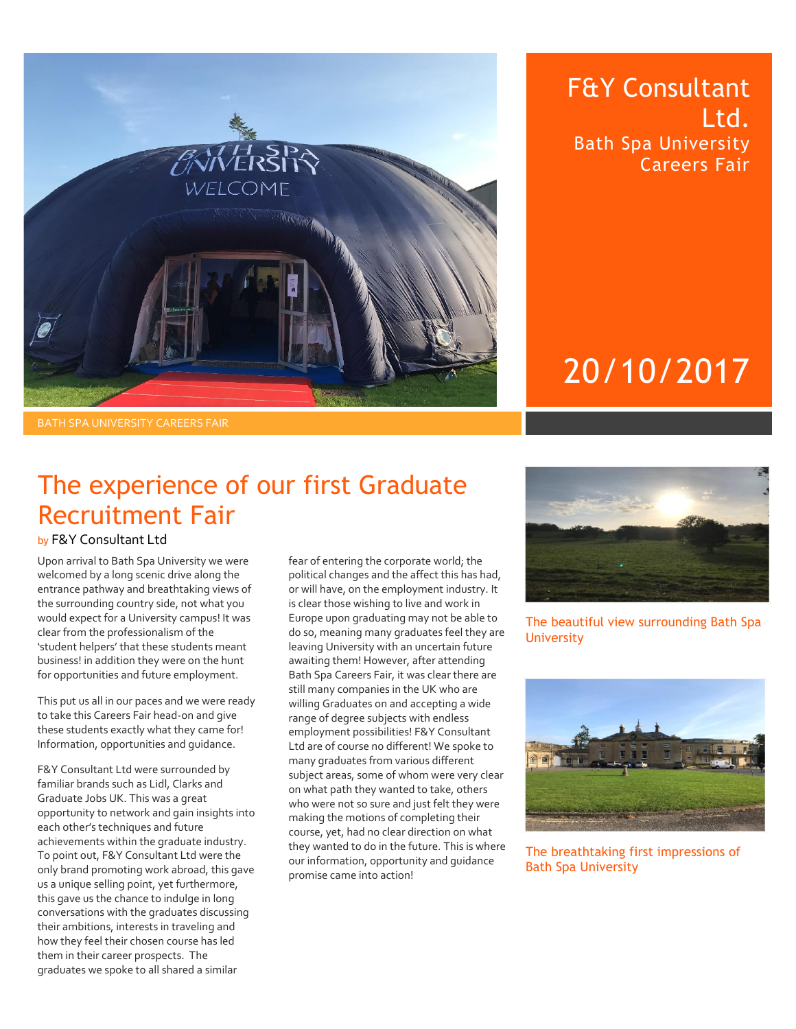# F&Y Consultant Ltd.

Bath Spa University Careers Fair

20/10/2017

BATH SPA UNIVERSITY CAREERS FAIR

## The experience of our first Graduate Recruitment Fair

by F&Y Consultant Ltd

Upon arrival to Bath Spa University we were welcomed by a long scenic drive along the entrance pathway and breathtaking views of the surrounding country side, not what you would expect for a University campus! It was clear from the professionalism of the 'student helpers' that these students meant business! in addition they were on the hunt for opportunities and future employment.

This put us all in our paces and we were ready to take this Careers Fair head-on and give these students exactly what they came for! Information, opportunities and guidance.

F&Y Consultant Ltd were surrounded by familiar brands such as Lidl, Clarks and Graduate Jobs UK. This was a great opportunity to network and gain insights into each other's techniques and future achievements within the graduate industry. To point out, F&Y Consultant Ltd were the only brand promoting work abroad, this gave us a unique selling point, yet furthermore, this gave us the chance to indulge in long conversations with the graduates discussing their ambitions, interests in traveling and how they feel their chosen course has led them in their career prospects. The graduates we spoke to all shared a similar fear of entering the corporate world; the political changes and the affect this has had, or will have, on the employment industry. It is clear those wishing to live and work in Europe upon graduating may not be able to do so, meaning many graduates feel they are leaving University with an uncertain future awaiting them! However, after attending Bath Spa Careers Fair, it was clear there are still many companies in the UK who are willing Graduates on and accepting a wide range of degree subjects with endless employment possibilities! F&Y Consultant Ltd are of course no different! We spoke to many graduates from various different subject areas, some of whom were very clear on what path they wanted to take, others who were not so sure and just felt they were making the motions of completing their course, yet, had no clear direction on what they wanted to do in the future. This is where our information, opportunity and guidance promise came into action!

The beautiful view surrounding Bath Spa University

The breathtaking first impressions of Bath Spa University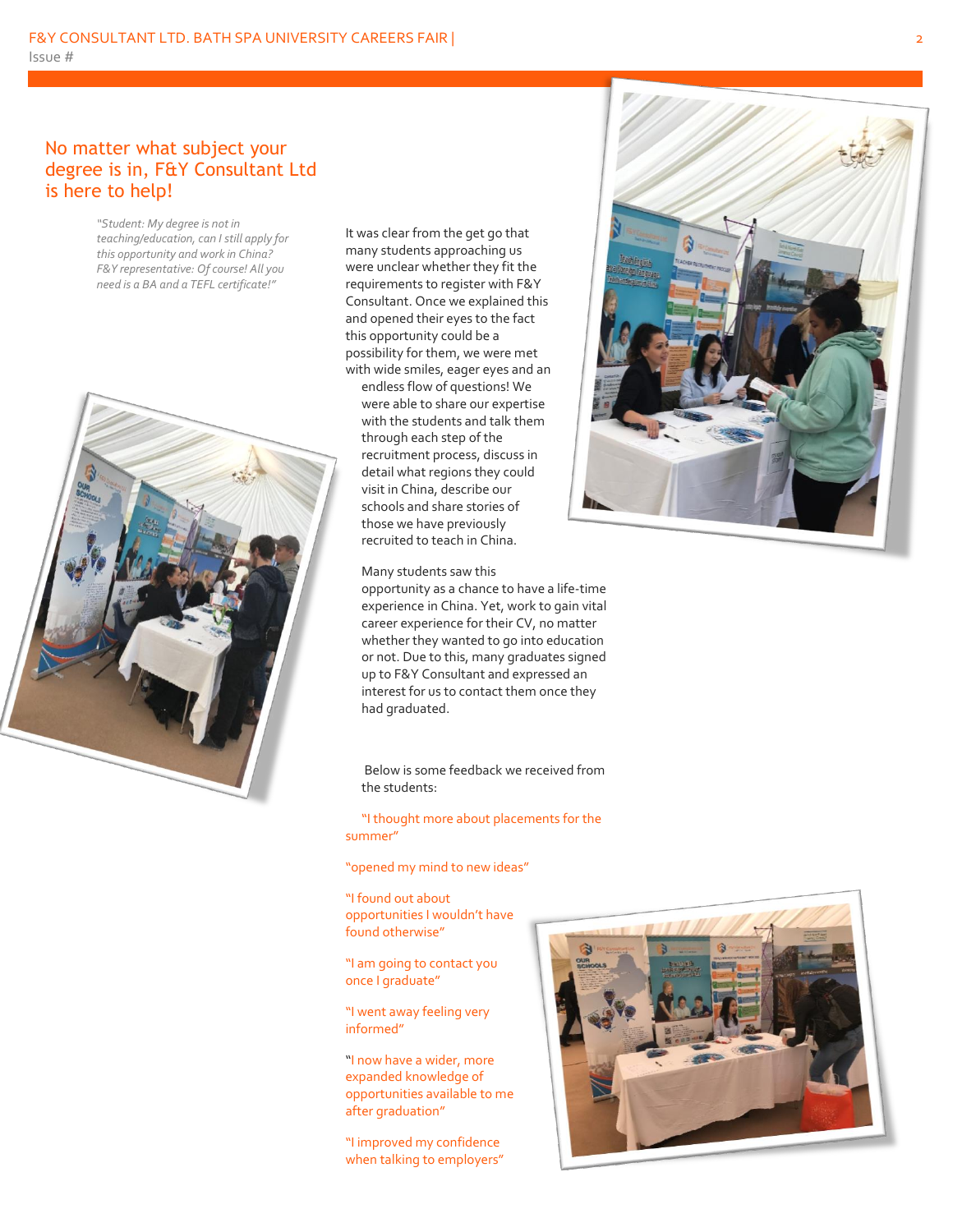## No matter what subject your degree is in, F&Y Consultant Ltd is here to help!

*"Student: My degree is not in teaching/education, can I still apply for this opportunity and work in China? F&Y representative: Of course! All you need is a BA and a TEFL certificate!"*

It was clear from the get go that many students approaching us were unclear whether they fit the requirements to register with F&Y Consultant. Once we explained this and opened their eyes to the fact this opportunity could be a possibility for them, we were met with wide smiles, eager eyes and an endless flow of questions! We were able to share our expertise with the students and talk them through each step of the recruitment process, discuss in detail what regions they could visit in China, describe our schools and share stories of those we have previously recruited to teach in China.

Many students saw this opportunity as a chance to have a life-time experience in China. Yet, work to gain vital career experience for their CV, no matter whether they wanted to go into education or not. Due to this, many graduates signed up to F&Y Consultant and expressed an interest for us to contact them once they had graduated.

Below is some feedback we received from the students:

"I thought more about placements for the summer"

"opened my mind to new ideas"

"I found out about opportunities I wouldn't have found otherwise"

"I am going to contact you once I graduate"

"I went away feeling very informed"

"I now have a wider, more expanded knowledge of opportunities available to me after graduation"

"I improved my confidence when talking to employers"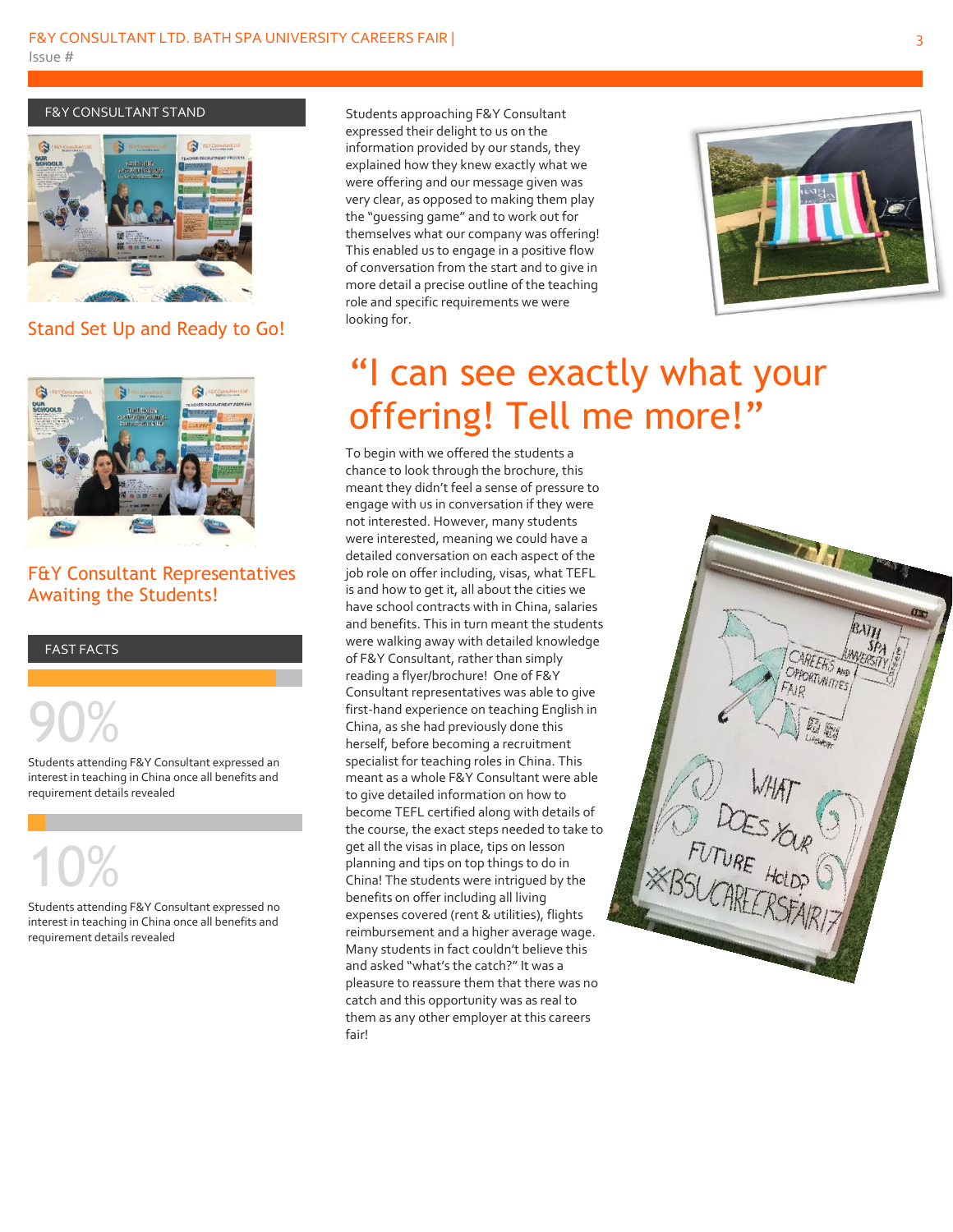## F&Y CONSULTANT STAND

Stand Set Up and Ready to Go!

F&Y Consultant Representatives Awaiting the Students!

## FAST FACTS

**90%**

Students attending F&Y Consultant expressed an interest in teaching in China once all benefits and requirement details revealed

**10%**

Students attending F&Y Consultant expressed no interest in teaching in China once all benefits and requirement details revealed

Students approaching F&Y Consultant expressed their delight to us on the information provided by our stands, they explained how they knew exactly what we were offering and our message given was very clear, as opposed to making them play the "guessing game" and to work out for themselves what our company was offering! This enabled us to engage in a positive flow of conversation from the start and to give in more detail a precise outline of the teaching role and specific requirements we were looking for.

## "I can see exactly what your offering! Tell me more!"

To begin with we offered the students a chance to look through the brochure, this meant they didn't feel a sense of pressure to engage with us in conversation if they were not interested. However, many students were interested, meaning we could have a detailed conversation on each aspect of the job role on offer including, visas, what TEFL is and how to get it, all about the cities we have school contracts with in China, salaries and benefits. This in turn meant the students were walking away with detailed knowledge of F&Y Consultant, rather than simply reading a flyer/brochure! One of F&Y Consultant representatives was able to give first-hand experience on teaching English in China, as she had previously done this herself, before becoming a recruitment specialist for teaching roles in China. This meant as a whole F&Y Consultant were able to give detailed information on how to become TEFL certified along with details of the course, the exact steps needed to take to get all the visas in place, tips on lesson planning and tips on top things to do in China! The students were intrigued by the benefits on offer including all living expenses covered (rent & utilities), flights reimbursement and a higher average wage. Many students in fact couldn't believe this and asked "what's the catch?" It was a pleasure to reassure them that there was no catch and this opportunity was as real to them as any other employer at this careers fair!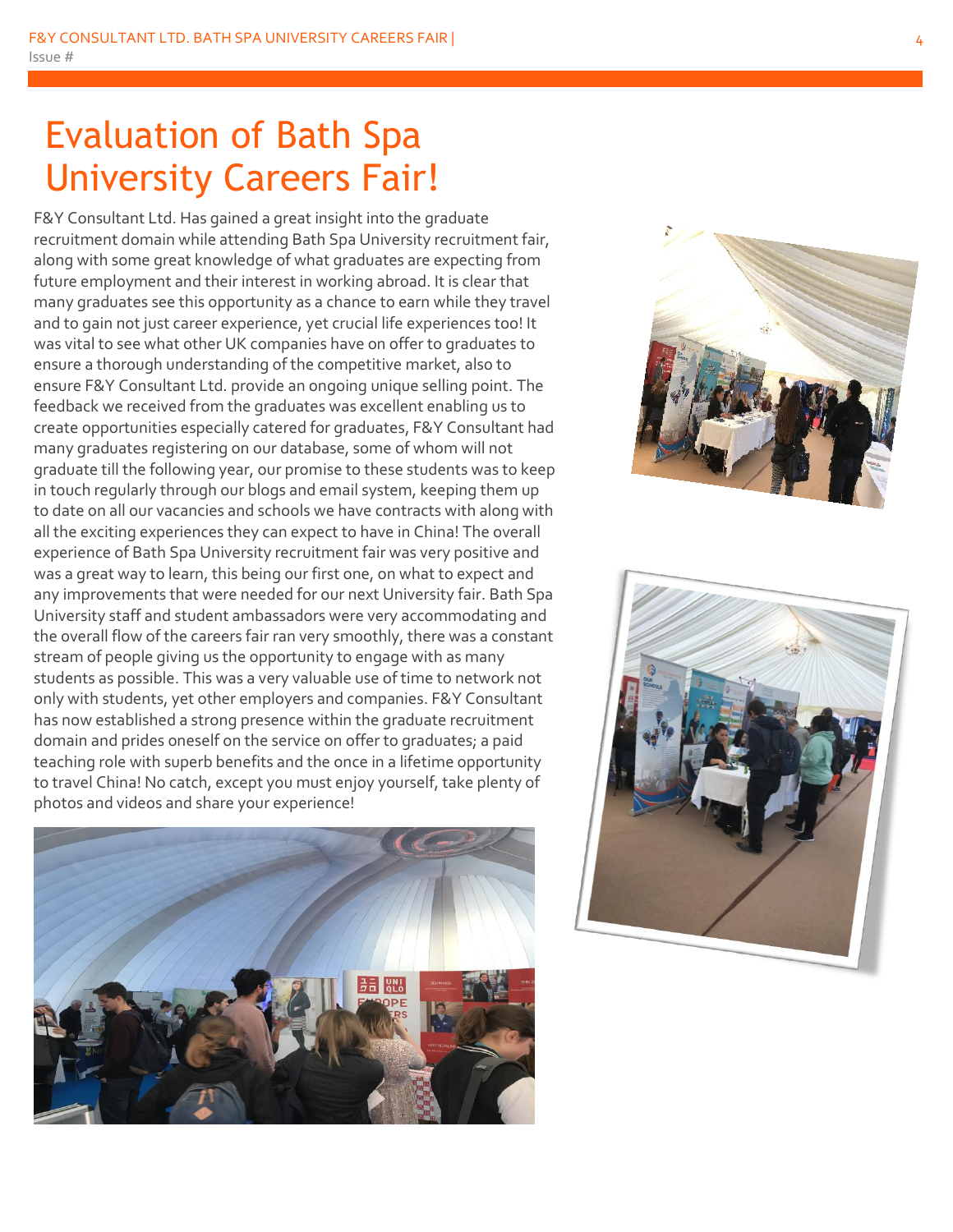# Evaluation of Bath Spa University Careers Fair!

F&Y Consultant Ltd. Has gained a great insight into the graduate recruitment domain while attending Bath Spa University recruitment fair, along with some great knowledge of what graduates are expecting from future employment and their interest in working abroad. It is clear that many graduates see this opportunity as a chance to earn while they travel and to gain not just career experience, yet crucial life experiences too! It was vital to see what other UK companies have on offer to graduates to ensure a thorough understanding of the competitive market, also to ensure F&Y Consultant Ltd. provide an ongoing unique selling point. The feedback we received from the graduates was excellent enabling us to create opportunities especially catered for graduates, F&Y Consultant had many graduates registering on our database, some of whom will not graduate till the following year, our promise to these students was to keep in touch regularly through our blogs and email system, keeping them up to date on all our vacancies and schools we have contracts with along with all the exciting experiences they can expect to have in China! The overall experience of Bath Spa University recruitment fair was very positive and was a great way to learn, this being our first one, on what to expect and any improvements that were needed for our next University fair. Bath Spa University staff and student ambassadors were very accommodating and the overall flow of the careers fair ran very smoothly, there was a constant stream of people giving us the opportunity to engage with as many students as possible. This was a very valuable use of time to network not only with students, yet other employers and companies. F&Y Consultant has now established a strong presence within the graduate recruitment domain and prides oneself on the service on offer to graduates; a paid teaching role with superb benefits and the once in a lifetime opportunity to travel China! No catch, except you must enjoy yourself, take plenty of photos and videos and share your experience!